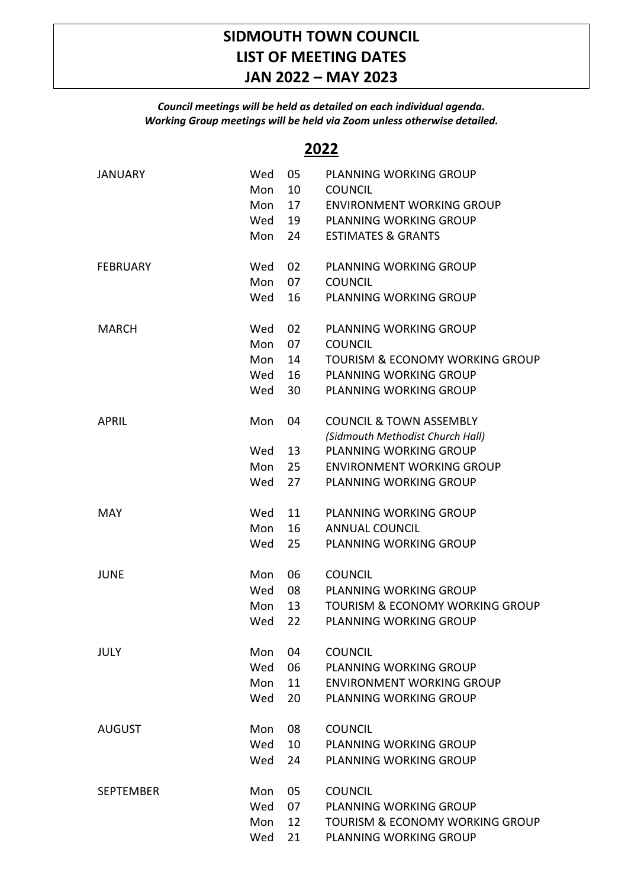# SIDMOUTH TOWN COUNCIL
# LIST OF MEETING DATES
# JAN 2022 – MAY 2023

***Council meetings will be held as detailed on each individual agenda.***
***Working Group meetings will be held via Zoom unless otherwise detailed.***

## 2022

| Month | Day | Date | Meeting |
|---|---|---|---|
| JANUARY | Wed | 05 | PLANNING WORKING GROUP |
| | Mon | 10 | COUNCIL |
| | Mon | 17 | ENVIRONMENT WORKING GROUP |
| | Wed | 19 | PLANNING WORKING GROUP |
| | Mon | 24 | ESTIMATES & GRANTS |
| FEBRUARY | Wed | 02 | PLANNING WORKING GROUP |
| | Mon | 07 | COUNCIL |
| | Wed | 16 | PLANNING WORKING GROUP |
| MARCH | Wed | 02 | PLANNING WORKING GROUP |
| | Mon | 07 | COUNCIL |
| | Mon | 14 | TOURISM & ECONOMY WORKING GROUP |
| | Wed | 16 | PLANNING WORKING GROUP |
| | Wed | 30 | PLANNING WORKING GROUP |
| APRIL | Mon | 04 | COUNCIL & TOWN ASSEMBLY *(Sidmouth Methodist Church Hall)* |
| | Wed | 13 | PLANNING WORKING GROUP |
| | Mon | 25 | ENVIRONMENT WORKING GROUP |
| | Wed | 27 | PLANNING WORKING GROUP |
| MAY | Wed | 11 | PLANNING WORKING GROUP |
| | Mon | 16 | ANNUAL COUNCIL |
| | Wed | 25 | PLANNING WORKING GROUP |
| JUNE | Mon | 06 | COUNCIL |
| | Wed | 08 | PLANNING WORKING GROUP |
| | Mon | 13 | TOURISM & ECONOMY WORKING GROUP |
| | Wed | 22 | PLANNING WORKING GROUP |
| JULY | Mon | 04 | COUNCIL |
| | Wed | 06 | PLANNING WORKING GROUP |
| | Mon | 11 | ENVIRONMENT WORKING GROUP |
| | Wed | 20 | PLANNING WORKING GROUP |
| AUGUST | Mon | 08 | COUNCIL |
| | Wed | 10 | PLANNING WORKING GROUP |
| | Wed | 24 | PLANNING WORKING GROUP |
| SEPTEMBER | Mon | 05 | COUNCIL |
| | Wed | 07 | PLANNING WORKING GROUP |
| | Mon | 12 | TOURISM & ECONOMY WORKING GROUP |
| | Wed | 21 | PLANNING WORKING GROUP |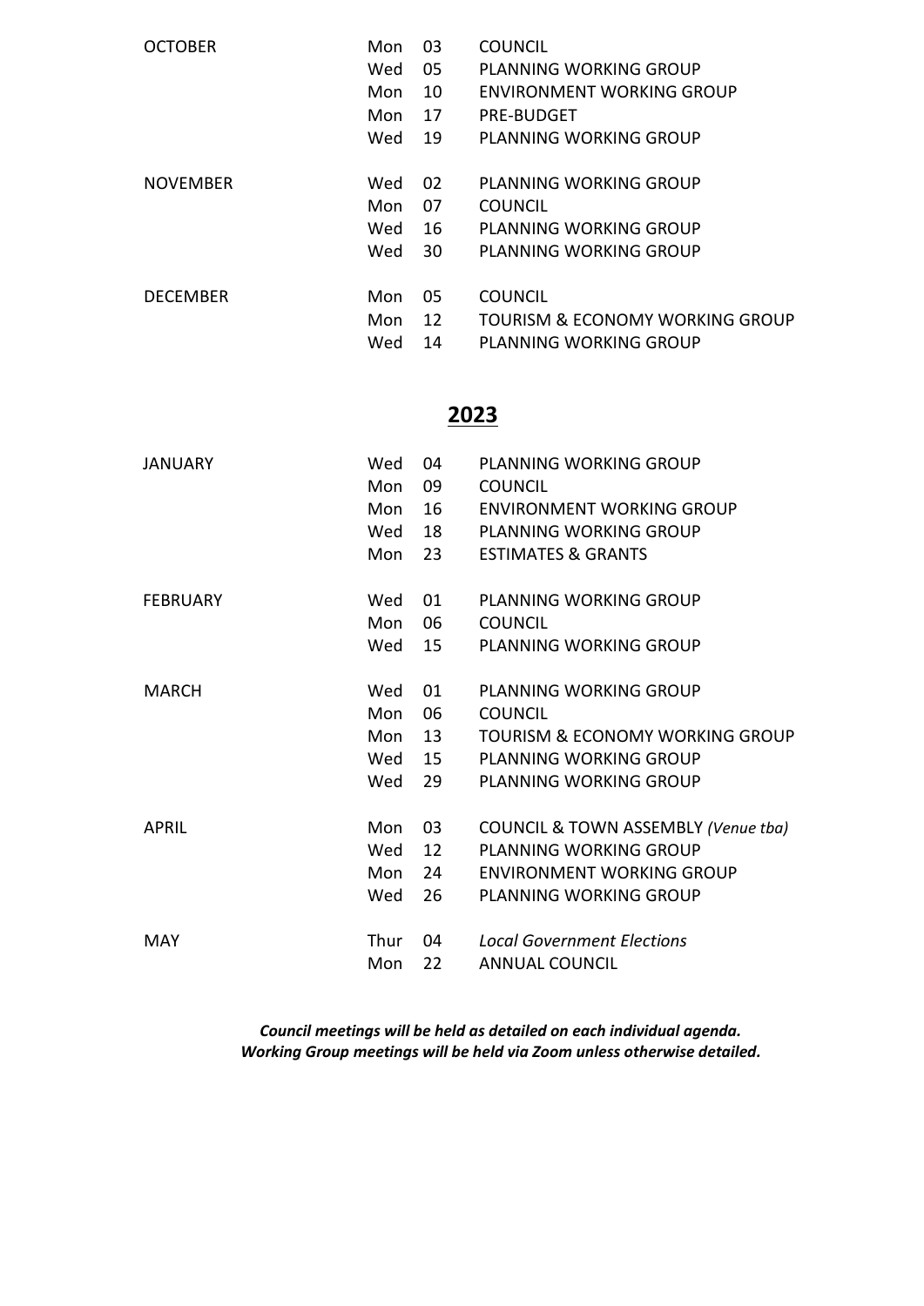| | | | |
|---|---|---|---|
| OCTOBER | Mon | 03 | COUNCIL |
| | Wed | 05 | PLANNING WORKING GROUP |
| | Mon | 10 | ENVIRONMENT WORKING GROUP |
| | Mon | 17 | PRE-BUDGET |
| | Wed | 19 | PLANNING WORKING GROUP |
| NOVEMBER | Wed | 02 | PLANNING WORKING GROUP |
| | Mon | 07 | COUNCIL |
| | Wed | 16 | PLANNING WORKING GROUP |
| | Wed | 30 | PLANNING WORKING GROUP |
| DECEMBER | Mon | 05 | COUNCIL |
| | Mon | 12 | TOURISM & ECONOMY WORKING GROUP |
| | Wed | 14 | PLANNING WORKING GROUP |

## 2023

| | | | |
|---|---|---|---|
| JANUARY | Wed | 04 | PLANNING WORKING GROUP |
| | Mon | 09 | COUNCIL |
| | Mon | 16 | ENVIRONMENT WORKING GROUP |
| | Wed | 18 | PLANNING WORKING GROUP |
| | Mon | 23 | ESTIMATES & GRANTS |
| FEBRUARY | Wed | 01 | PLANNING WORKING GROUP |
| | Mon | 06 | COUNCIL |
| | Wed | 15 | PLANNING WORKING GROUP |
| MARCH | Wed | 01 | PLANNING WORKING GROUP |
| | Mon | 06 | COUNCIL |
| | Mon | 13 | TOURISM & ECONOMY WORKING GROUP |
| | Wed | 15 | PLANNING WORKING GROUP |
| | Wed | 29 | PLANNING WORKING GROUP |
| APRIL | Mon | 03 | COUNCIL & TOWN ASSEMBLY *(Venue tba)* |
| | Wed | 12 | PLANNING WORKING GROUP |
| | Mon | 24 | ENVIRONMENT WORKING GROUP |
| | Wed | 26 | PLANNING WORKING GROUP |
| MAY | Thur | 04 | *Local Government Elections* |
| | Mon | 22 | ANNUAL COUNCIL |

***Council meetings will be held as detailed on each individual agenda.***
***Working Group meetings will be held via Zoom unless otherwise detailed.***